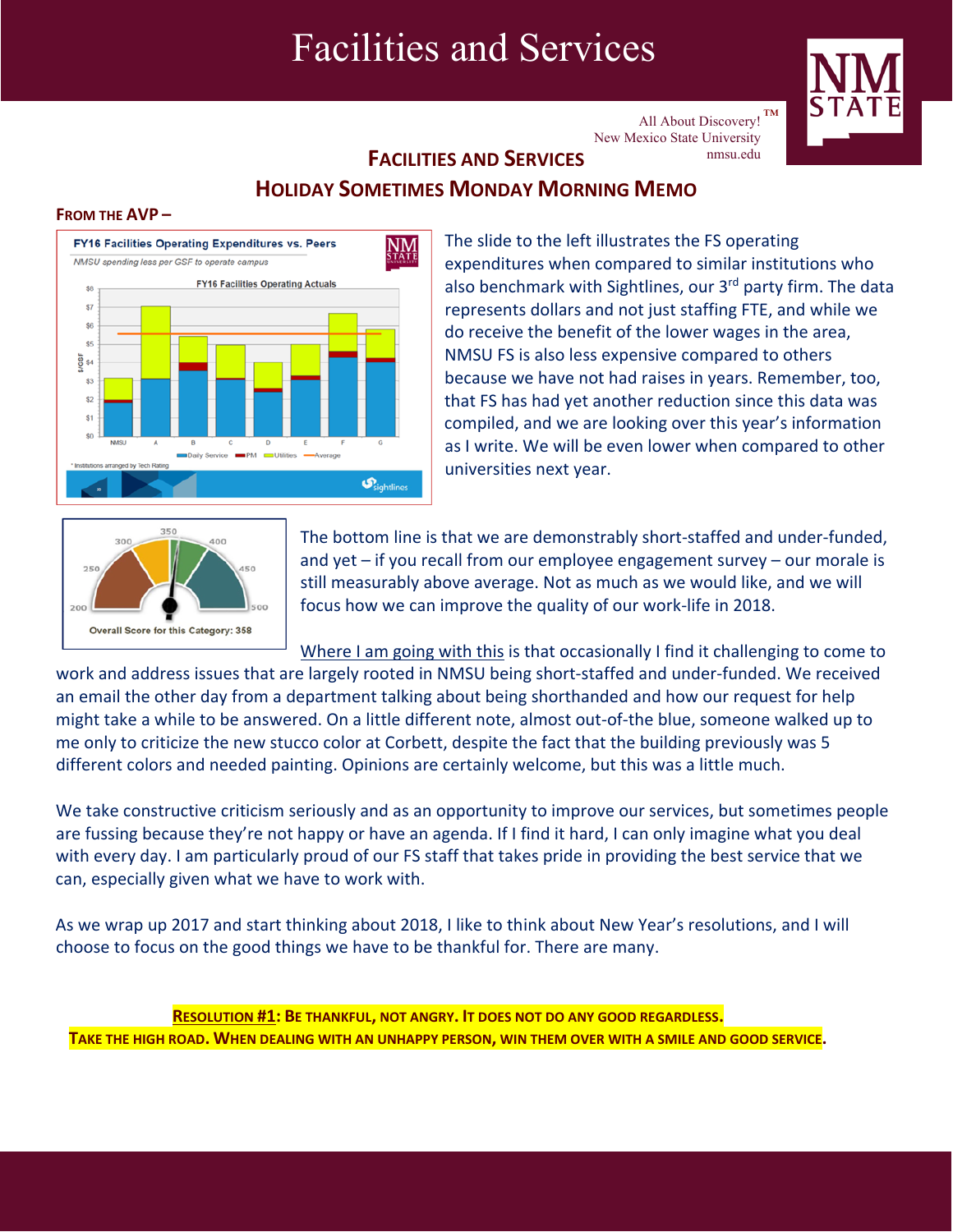# Facilities and Services

All About Discovery!™
New Mexico State University
nmsu.edu

## Facilities and Services

## Holiday Sometimes Monday Morning Memo

**From the AVP –**

The slide to the left illustrates the FS operating expenditures when compared to similar institutions who also benchmark with Sightlines, our 3rd party firm. The data represents dollars and not just staffing FTE, and while we do receive the benefit of the lower wages in the area, NMSU FS is also less expensive compared to others because we have not had raises in years. Remember, too, that FS has had yet another reduction since this data was compiled, and we are looking over this year's information as I write. We will be even lower when compared to other universities next year.

The bottom line is that we are demonstrably short-staffed and under-funded, and yet – if you recall from our employee engagement survey – our morale is still measurably above average. Not as much as we would like, and we will focus how we can improve the quality of our work-life in 2018.

Where I am going with this is that occasionally I find it challenging to come to work and address issues that are largely rooted in NMSU being short-staffed and under-funded. We received an email the other day from a department talking about being shorthanded and how our request for help might take a while to be answered. On a little different note, almost out-of-the blue, someone walked up to me only to criticize the new stucco color at Corbett, despite the fact that the building previously was 5 different colors and needed painting. Opinions are certainly welcome, but this was a little much.

We take constructive criticism seriously and as an opportunity to improve our services, but sometimes people are fussing because they're not happy or have an agenda. If I find it hard, I can only imagine what you deal with every day. I am particularly proud of our FS staff that takes pride in providing the best service that we can, especially given what we have to work with.

As we wrap up 2017 and start thinking about 2018, I like to think about New Year's resolutions, and I will choose to focus on the good things we have to be thankful for. There are many.

**Resolution #1: Be thankful, not angry. It does not do any good regardless.**
**Take the high road. When dealing with an unhappy person, win them over with a smile and good service.**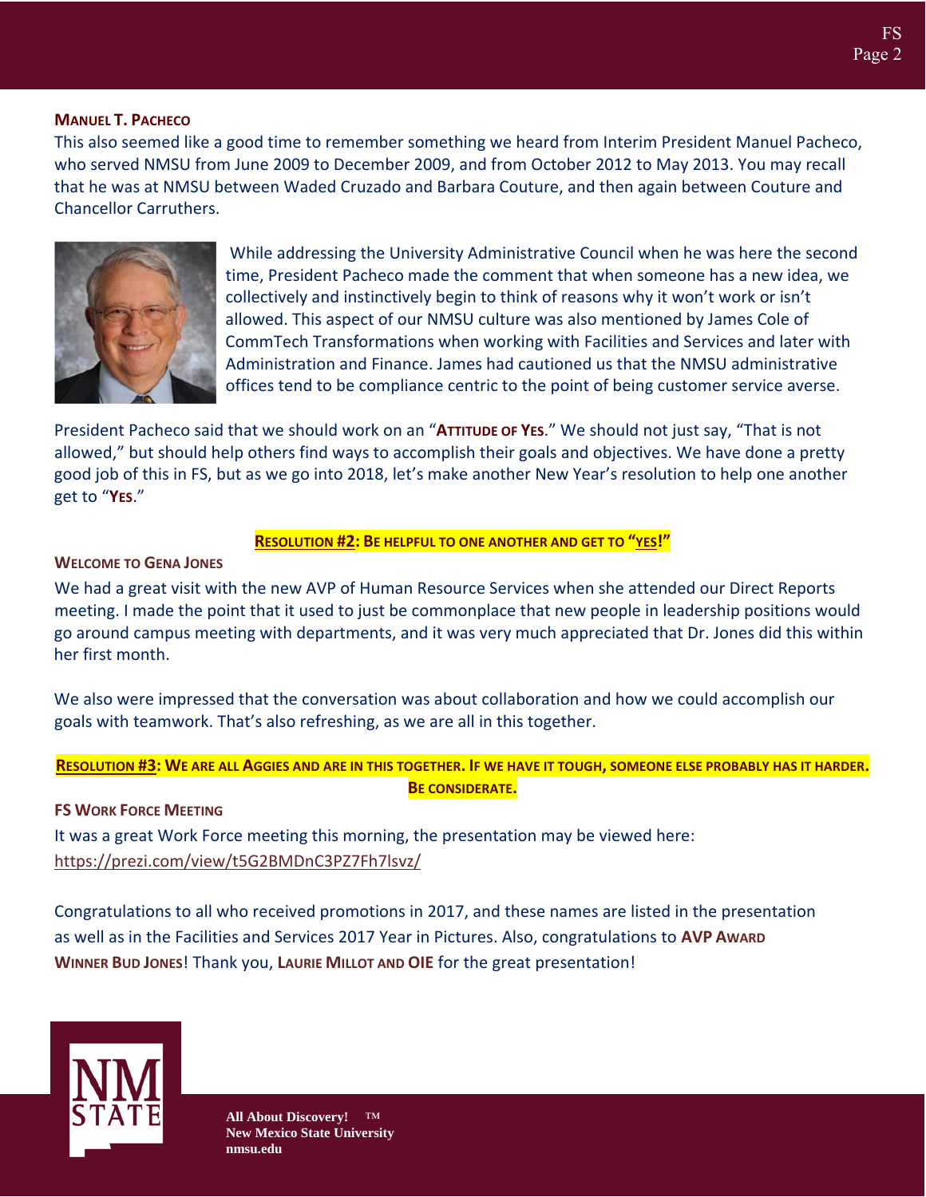### Manuel T. Pacheco

This also seemed like a good time to remember something we heard from Interim President Manuel Pacheco, who served NMSU from June 2009 to December 2009, and from October 2012 to May 2013. You may recall that he was at NMSU between Waded Cruzado and Barbara Couture, and then again between Couture and Chancellor Carruthers.

While addressing the University Administrative Council when he was here the second time, President Pacheco made the comment that when someone has a new idea, we collectively and instinctively begin to think of reasons why it won't work or isn't allowed. This aspect of our NMSU culture was also mentioned by James Cole of CommTech Transformations when working with Facilities and Services and later with Administration and Finance. James had cautioned us that the NMSU administrative offices tend to be compliance centric to the point of being customer service averse.

President Pacheco said that we should work on an "**Attitude of Yes**." We should not just say, "That is not allowed," but should help others find ways to accomplish their goals and objectives. We have done a pretty good job of this in FS, but as we go into 2018, let's make another New Year's resolution to help one another get to "**Yes**."

**Resolution #2: Be helpful to one another and get to "yes!"**

### Welcome to Gena Jones

We had a great visit with the new AVP of Human Resource Services when she attended our Direct Reports meeting. I made the point that it used to just be commonplace that new people in leadership positions would go around campus meeting with departments, and it was very much appreciated that Dr. Jones did this within her first month.

We also were impressed that the conversation was about collaboration and how we could accomplish our goals with teamwork. That's also refreshing, as we are all in this together.

**Resolution #3: We are all Aggies and are in this together. If we have it tough, someone else probably has it harder. Be considerate.**

### FS Work Force Meeting

It was a great Work Force meeting this morning, the presentation may be viewed here: https://prezi.com/view/t5G2BMDnC3PZ7Fh7lsvz/

Congratulations to all who received promotions in 2017, and these names are listed in the presentation as well as in the Facilities and Services 2017 Year in Pictures. Also, congratulations to **AVP Award Winner Bud Jones**! Thank you, **Laurie Millot and OIE** for the great presentation!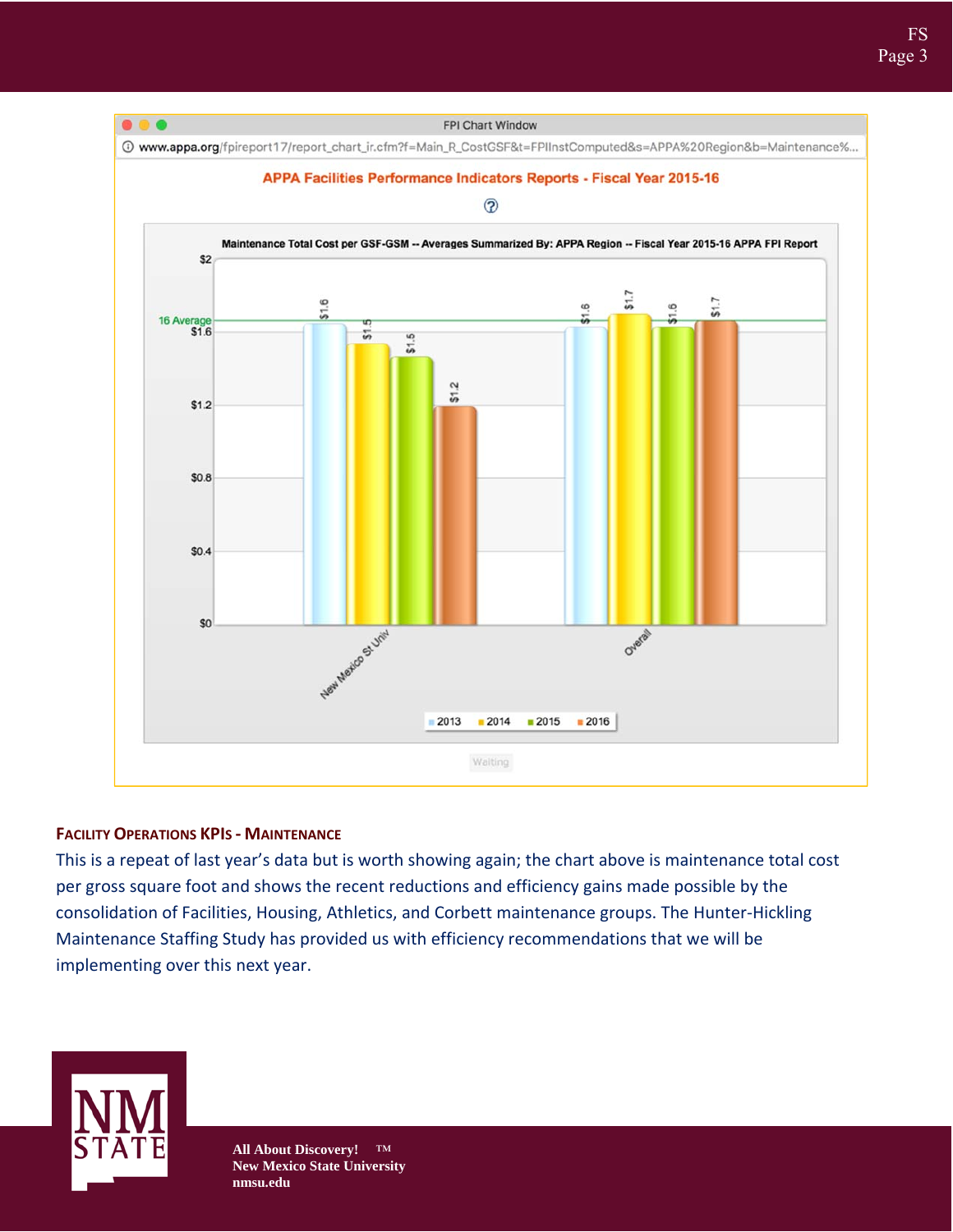FPI Chart Window

www.appa.org/fpireport17/report_chart_ir.cfm?f=Main_R_CostGSF&t=FPIInstComputed&s=APPA%20Region&b=Maintenance%...

APPA Facilities Performance Indicators Reports - Fiscal Year 2015-16

Maintenance Total Cost per GSF-GSM -- Averages Summarized By: APPA Region -- Fiscal Year 2015-16 APPA FPI Report

| | 2013 | 2014 | 2015 | 2016 |
|---|---|---|---|---|
| New Mexico St Univ | $1.6 | $1.5 | $1.5 | $1.2 |
| Overall | $1.6 | $1.7 | $1.6 | $1.7 |

16 Average

Waiting

### Facility Operations KPIs - Maintenance

This is a repeat of last year's data but is worth showing again; the chart above is maintenance total cost per gross square foot and shows the recent reductions and efficiency gains made possible by the consolidation of Facilities, Housing, Athletics, and Corbett maintenance groups. The Hunter-Hickling Maintenance Staffing Study has provided us with efficiency recommendations that we will be implementing over this next year.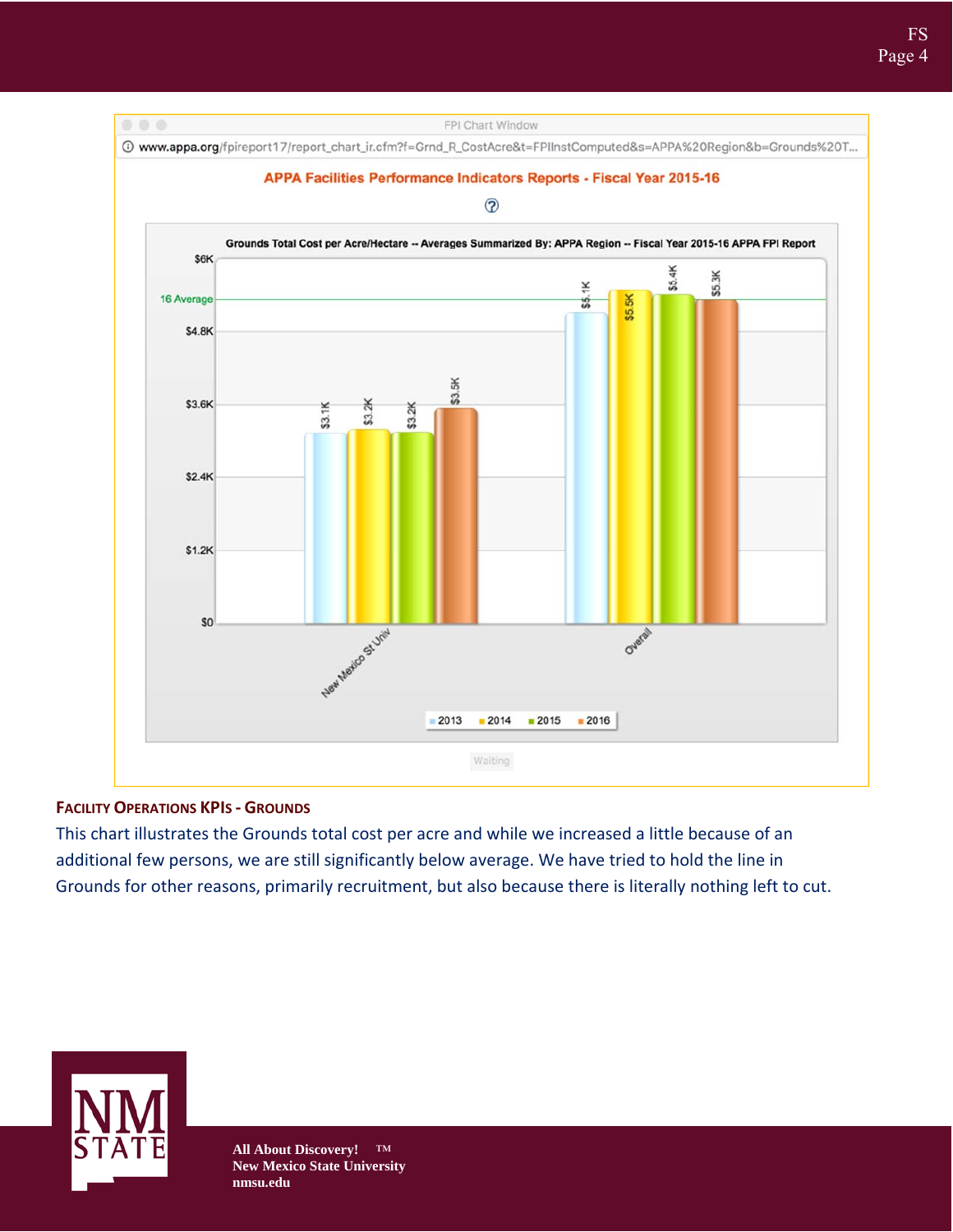FPI Chart Window

www.appa.org/fpireport17/report_chart_ir.cfm?f=Grnd_R_CostAcre&t=FPIInstComputed&s=APPA%20Region&b=Grounds%20T...

**APPA Facilities Performance Indicators Reports - Fiscal Year 2015-16**

**Grounds Total Cost per Acre/Hectare -- Averages Summarized By: APPA Region -- Fiscal Year 2015-16 APPA FPI Report**

| | 2013 | 2014 | 2015 | 2016 |
|---|---|---|---|---|
| New Mexico St Univ | $3.1K | $3.2K | $3.2K | $3.5K |
| Overall | $5.1K | $5.5K | $5.4K | $5.3K |

16 Average

Waiting

### FACILITY OPERATIONS KPIs - GROUNDS

This chart illustrates the Grounds total cost per acre and while we increased a little because of an additional few persons, we are still significantly below average. We have tried to hold the line in Grounds for other reasons, primarily recruitment, but also because there is literally nothing left to cut.

All About Discovery!™
New Mexico State University
nmsu.edu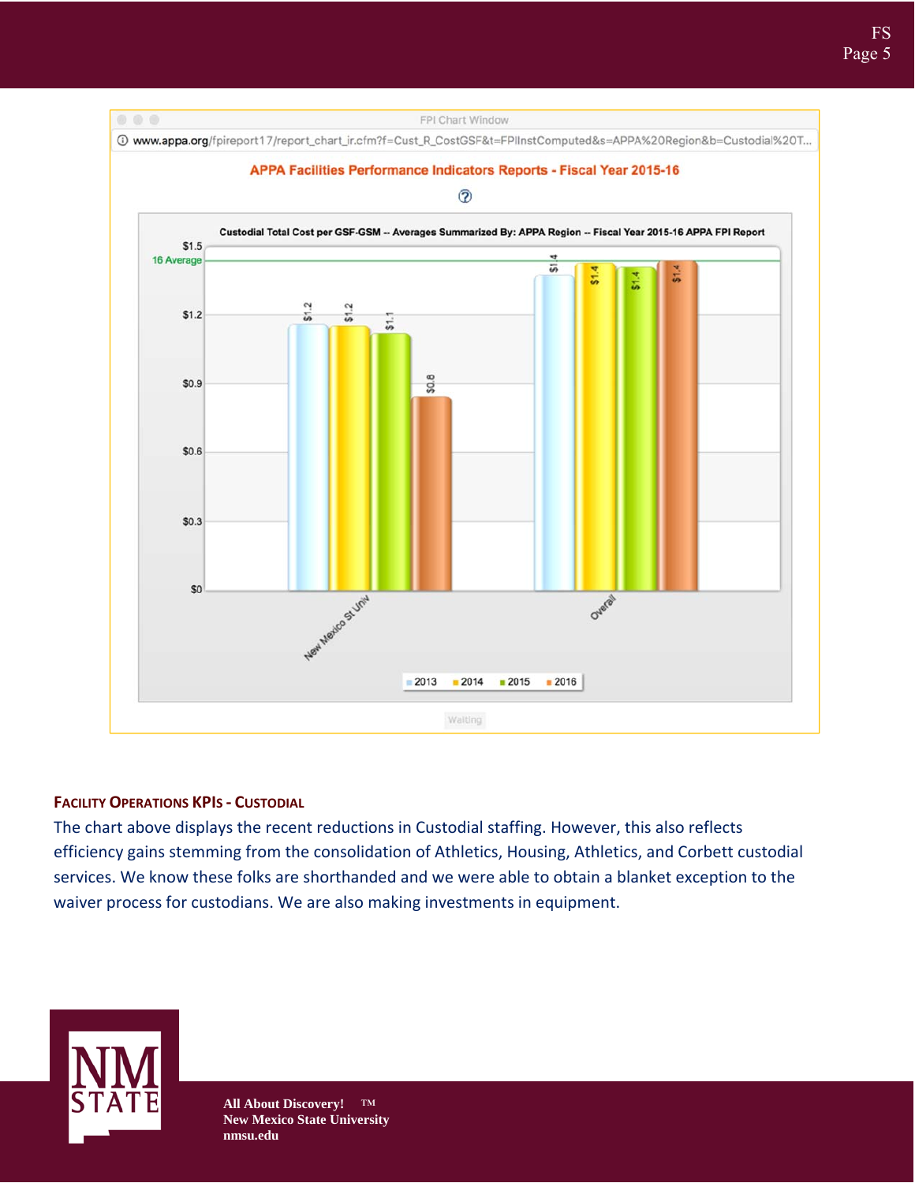FPI Chart Window

www.appa.org/fpireport17/report_chart_ir.cfm?f=Cust_R_CostGSF&t=FPIInstComputed&s=APPA%20Region&b=Custodial%20T...

**APPA Facilities Performance Indicators Reports - Fiscal Year 2015-16**

**Custodial Total Cost per GSF-GSM -- Averages Summarized By: APPA Region -- Fiscal Year 2015-16 APPA FPI Report**

| | 2013 | 2014 | 2015 | 2016 |
|---|---|---|---|---|
| New Mexico St Univ | $1.2 | $1.2 | $1.1 | $0.8 |
| Overall | $1.4 | $1.4 | $1.4 | $1.4 |

16 Average

Waiting

### Facility Operations KPIs - Custodial

The chart above displays the recent reductions in Custodial staffing. However, this also reflects efficiency gains stemming from the consolidation of Athletics, Housing, Athletics, and Corbett custodial services. We know these folks are shorthanded and we were able to obtain a blanket exception to the waiver process for custodians. We are also making investments in equipment.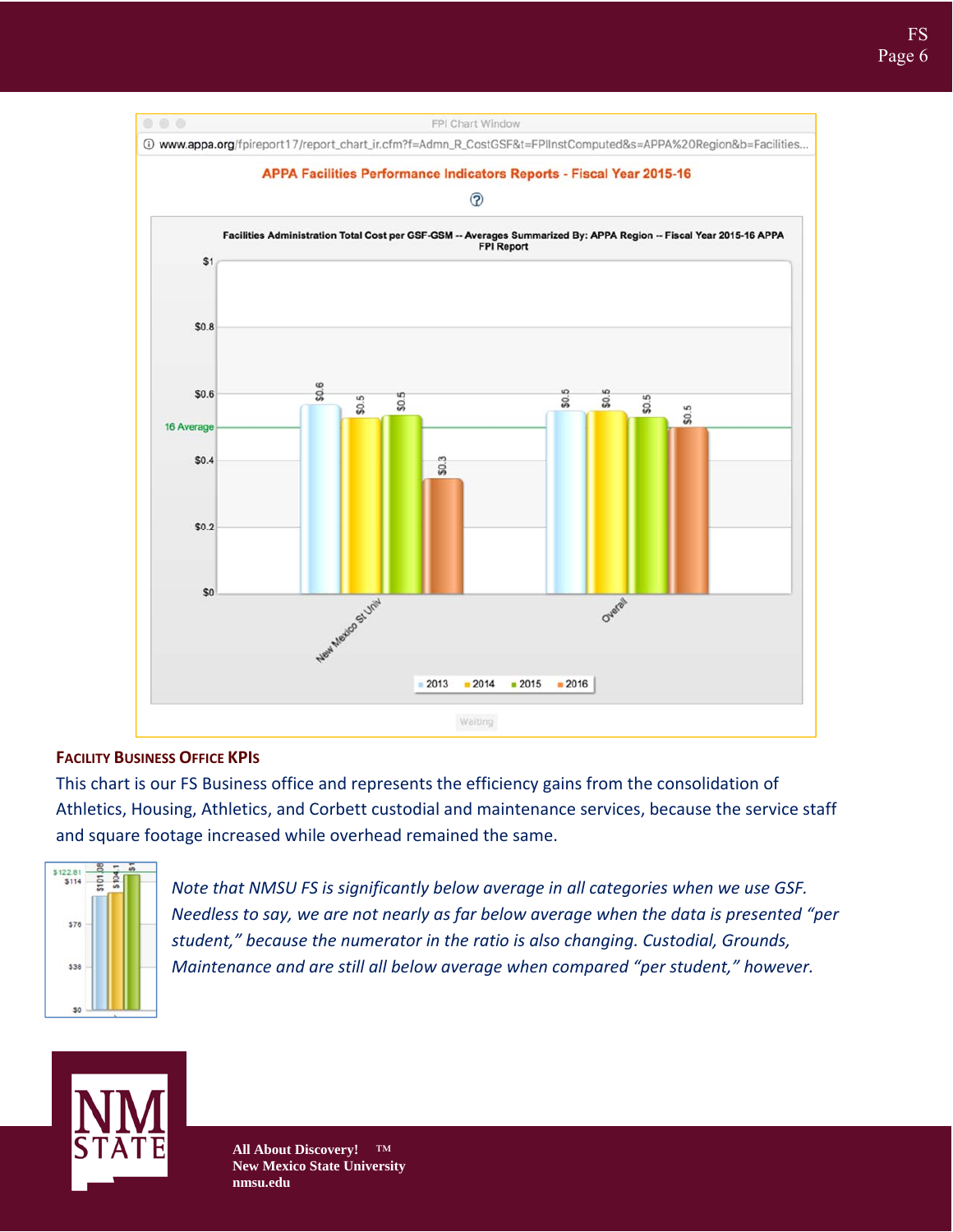#### FACILITY BUSINESS OFFICE KPIS

This chart is our FS Business office and represents the efficiency gains from the consolidation of Athletics, Housing, Athletics, and Corbett custodial and maintenance services, because the service staff and square footage increased while overhead remained the same.

*Note that NMSU FS is significantly below average in all categories when we use GSF. Needless to say, we are not nearly as far below average when the data is presented "per student," because the numerator in the ratio is also changing. Custodial, Grounds, Maintenance and are still all below average when compared "per student," however.*

All About Discovery!™
New Mexico State University
nmsu.edu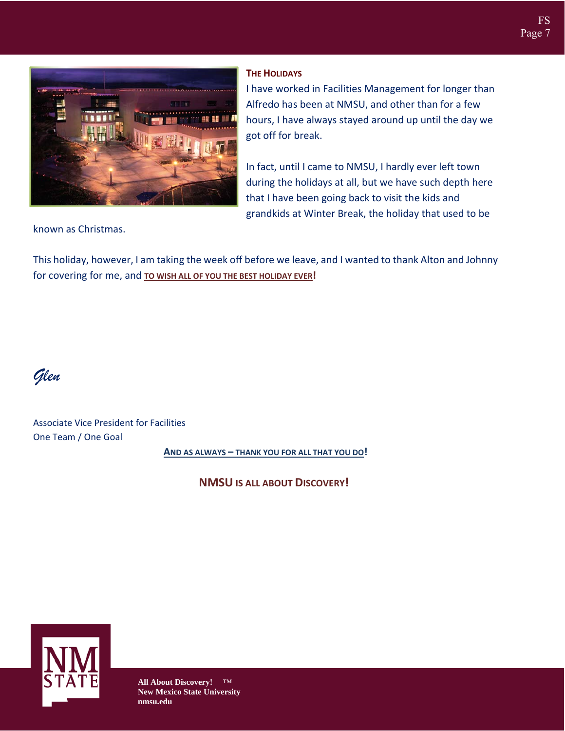### The Holidays

I have worked in Facilities Management for longer than Alfredo has been at NMSU, and other than for a few hours, I have always stayed around up until the day we got off for break.

In fact, until I came to NMSU, I hardly ever left town during the holidays at all, but we have such depth here that I have been going back to visit the kids and grandkids at Winter Break, the holiday that used to be known as Christmas.

This holiday, however, I am taking the week off before we leave, and I wanted to thank Alton and Johnny for covering for me, and **TO WISH ALL OF YOU THE BEST HOLIDAY EVER!**

*Glen*

Associate Vice President for Facilities
One Team / One Goal

**AND AS ALWAYS – THANK YOU FOR ALL THAT YOU DO!**

**NMSU IS ALL ABOUT DISCOVERY!**

**All About Discovery!** ™
**New Mexico State University**
**nmsu.edu**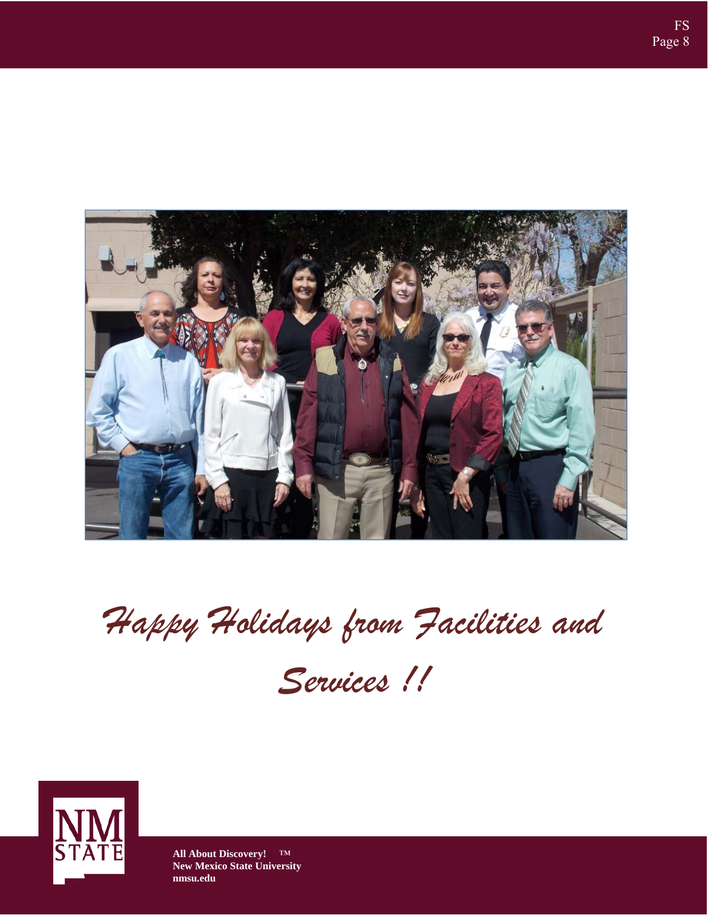*Happy Holidays from Facilities and Services !!*

**All About Discovery!** ™
**New Mexico State University**
**nmsu.edu**